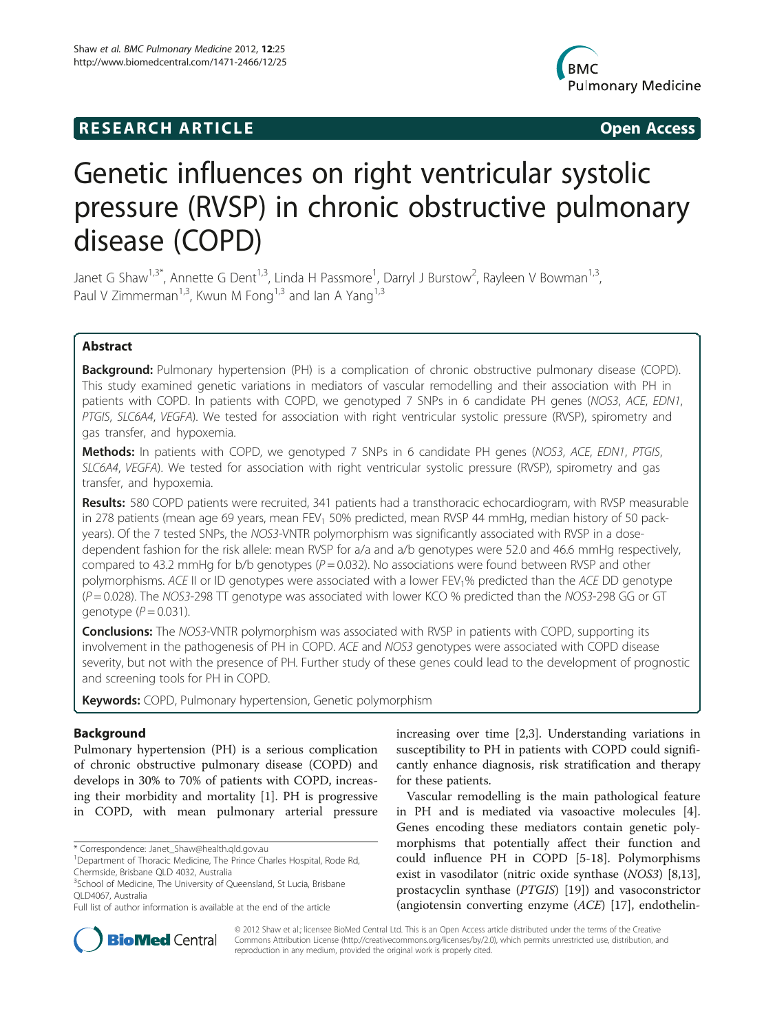RESEARCH ARTICLE Open Access

# Genetic influences on right ventricular systolic pressure (RVSP) in chronic obstructive pulmonary disease (COPD)

Janet G Shaw[1,3*], Annette G Dent[1,3], Linda H Passmore[1], Darryl J Burstow[2], Rayleen V Bowman[1,3], Paul V Zimmerman[1,3], Kwun M Fong[1,3] and Ian A Yang[1,3]

## Abstract

**Background:** Pulmonary hypertension (PH) is a complication of chronic obstructive pulmonary disease (COPD). This study examined genetic variations in mediators of vascular remodelling and their association with PH in patients with COPD. In patients with COPD, we genotyped 7 SNPs in 6 candidate PH genes (*NOS3*, *ACE*, *EDN1*, *PTGIS*, *SLC6A4*, *VEGFA*). We tested for association with right ventricular systolic pressure (RVSP), spirometry and gas transfer, and hypoxemia.

**Methods:** In patients with COPD, we genotyped 7 SNPs in 6 candidate PH genes (*NOS3*, *ACE*, *EDN1*, *PTGIS*, *SLC6A4*, *VEGFA*). We tested for association with right ventricular systolic pressure (RVSP), spirometry and gas transfer, and hypoxemia.

**Results:** 580 COPD patients were recruited, 341 patients had a transthoracic echocardiogram, with RVSP measurable in 278 patients (mean age 69 years, mean $FEV_1$ 50% predicted, mean RVSP 44 mmHg, median history of 50 pack-years). Of the 7 tested SNPs, the *NOS3*-VNTR polymorphism was significantly associated with RVSP in a dose-dependent fashion for the risk allele: mean RVSP for a/a and a/b genotypes were 52.0 and 46.6 mmHg respectively, compared to 43.2 mmHg for b/b genotypes ($P = 0.032$). No associations were found between RVSP and other polymorphisms. *ACE* II or ID genotypes were associated with a lower $FEV_1$% predicted than the *ACE* DD genotype ($P = 0.028$). The *NOS3*-298 TT genotype was associated with lower KCO % predicted than the *NOS3*-298 GG or GT genotype ($P = 0.031$).

**Conclusions:** The *NOS3*-VNTR polymorphism was associated with RVSP in patients with COPD, supporting its involvement in the pathogenesis of PH in COPD. *ACE* and *NOS3* genotypes were associated with COPD disease severity, but not with the presence of PH. Further study of these genes could lead to the development of prognostic and screening tools for PH in COPD.

**Keywords:** COPD, Pulmonary hypertension, Genetic polymorphism

## Background

Pulmonary hypertension (PH) is a serious complication of chronic obstructive pulmonary disease (COPD) and develops in 30% to 70% of patients with COPD, increasing their morbidity and mortality [1]. PH is progressive in COPD, with mean pulmonary arterial pressure increasing over time [2,3]. Understanding variations in susceptibility to PH in patients with COPD could significantly enhance diagnosis, risk stratification and therapy for these patients.

Vascular remodelling is the main pathological feature in PH and is mediated via vasoactive molecules [4]. Genes encoding these mediators contain genetic polymorphisms that potentially affect their function and could influence PH in COPD [5-18]. Polymorphisms exist in vasodilator (nitric oxide synthase (*NOS3*) [8,13], prostacyclin synthase (*PTGIS*) [19]) and vasoconstrictor (angiotensin converting enzyme (*ACE*) [17], endothelin-

\* Correspondence: Janet_Shaw@health.qld.gov.au
[1]Department of Thoracic Medicine, The Prince Charles Hospital, Rode Rd, Chermside, Brisbane QLD 4032, Australia
[3]School of Medicine, The University of Queensland, St Lucia, Brisbane QLD4067, Australia
Full list of author information is available at the end of the article

© 2012 Shaw et al.; licensee BioMed Central Ltd. This is an Open Access article distributed under the terms of the Creative Commons Attribution License (http://creativecommons.org/licenses/by/2.0), which permits unrestricted use, distribution, and reproduction in any medium, provided the original work is properly cited.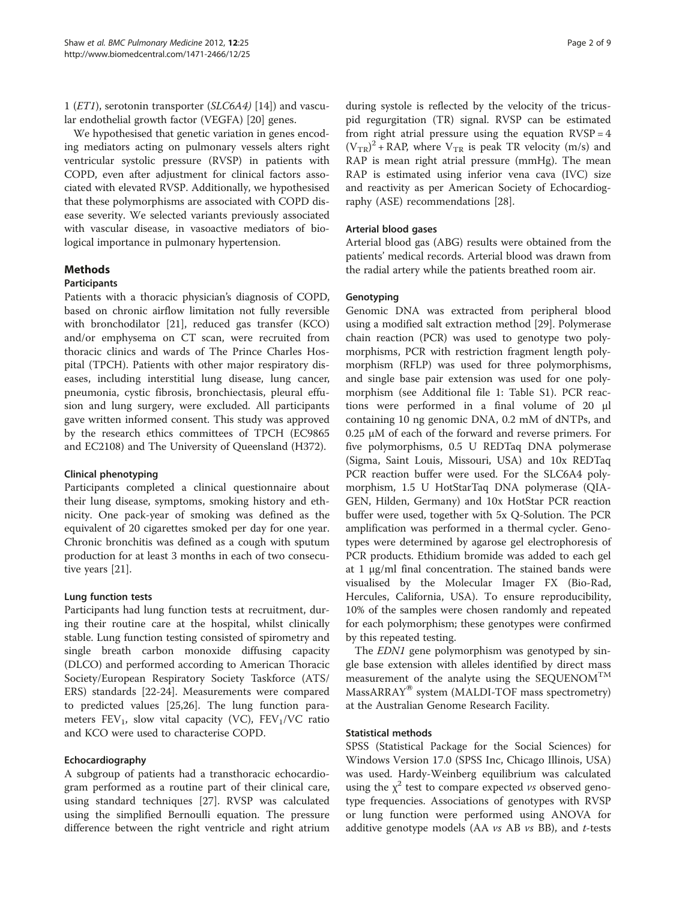1 (*ET1*), serotonin transporter (*SLC6A4)* [14]) and vascular endothelial growth factor (VEGFA) [20] genes.

We hypothesised that genetic variation in genes encoding mediators acting on pulmonary vessels alters right ventricular systolic pressure (RVSP) in patients with COPD, even after adjustment for clinical factors associated with elevated RVSP. Additionally, we hypothesised that these polymorphisms are associated with COPD disease severity. We selected variants previously associated with vascular disease, in vasoactive mediators of biological importance in pulmonary hypertension.

## Methods

### Participants

Patients with a thoracic physician's diagnosis of COPD, based on chronic airflow limitation not fully reversible with bronchodilator [21], reduced gas transfer (KCO) and/or emphysema on CT scan, were recruited from thoracic clinics and wards of The Prince Charles Hospital (TPCH). Patients with other major respiratory diseases, including interstitial lung disease, lung cancer, pneumonia, cystic fibrosis, bronchiectasis, pleural effusion and lung surgery, were excluded. All participants gave written informed consent. This study was approved by the research ethics committees of TPCH (EC9865 and EC2108) and The University of Queensland (H372).

### Clinical phenotyping

Participants completed a clinical questionnaire about their lung disease, symptoms, smoking history and ethnicity. One pack-year of smoking was defined as the equivalent of 20 cigarettes smoked per day for one year. Chronic bronchitis was defined as a cough with sputum production for at least 3 months in each of two consecutive years [21].

### Lung function tests

Participants had lung function tests at recruitment, during their routine care at the hospital, whilst clinically stable. Lung function testing consisted of spirometry and single breath carbon monoxide diffusing capacity (DLCO) and performed according to American Thoracic Society/European Respiratory Society Taskforce (ATS/ERS) standards [22-24]. Measurements were compared to predicted values [25,26]. The lung function parameters $FEV_1$, slow vital capacity (VC), $FEV_1$/VC ratio and KCO were used to characterise COPD.

### Echocardiography

A subgroup of patients had a transthoracic echocardiogram performed as a routine part of their clinical care, using standard techniques [27]. RVSP was calculated using the simplified Bernoulli equation. The pressure difference between the right ventricle and right atrium during systole is reflected by the velocity of the tricuspid regurgitation (TR) signal. RVSP can be estimated from right atrial pressure using the equation $RVSP = 4(V_{TR})^2 + RAP$, where $V_{TR}$ is peak TR velocity (m/s) and RAP is mean right atrial pressure (mmHg). The mean RAP is estimated using inferior vena cava (IVC) size and reactivity as per American Society of Echocardiography (ASE) recommendations [28].

### Arterial blood gases

Arterial blood gas (ABG) results were obtained from the patients' medical records. Arterial blood was drawn from the radial artery while the patients breathed room air.

### Genotyping

Genomic DNA was extracted from peripheral blood using a modified salt extraction method [29]. Polymerase chain reaction (PCR) was used to genotype two polymorphisms, PCR with restriction fragment length polymorphism (RFLP) was used for three polymorphisms, and single base pair extension was used for one polymorphism (see Additional file 1: Table S1). PCR reactions were performed in a final volume of 20 μl containing 10 ng genomic DNA, 0.2 mM of dNTPs, and 0.25 μM of each of the forward and reverse primers. For five polymorphisms, 0.5 U REDTaq DNA polymerase (Sigma, Saint Louis, Missouri, USA) and 10x REDTaq PCR reaction buffer were used. For the SLC6A4 polymorphism, 1.5 U HotStarTaq DNA polymerase (QIAGEN, Hilden, Germany) and 10x HotStar PCR reaction buffer were used, together with 5x Q-Solution. The PCR amplification was performed in a thermal cycler. Genotypes were determined by agarose gel electrophoresis of PCR products. Ethidium bromide was added to each gel at 1 μg/ml final concentration. The stained bands were visualised by the Molecular Imager FX (Bio-Rad, Hercules, California, USA). To ensure reproducibility, 10% of the samples were chosen randomly and repeated for each polymorphism; these genotypes were confirmed by this repeated testing.

The *EDN1* gene polymorphism was genotyped by single base extension with alleles identified by direct mass measurement of the analyte using the SEQUENOM™ MassARRAY® system (MALDI-TOF mass spectrometry) at the Australian Genome Research Facility.

### Statistical methods

SPSS (Statistical Package for the Social Sciences) for Windows Version 17.0 (SPSS Inc, Chicago Illinois, USA) was used. Hardy-Weinberg equilibrium was calculated using the $\chi^2$ test to compare expected *vs* observed genotype frequencies. Associations of genotypes with RVSP or lung function were performed using ANOVA for additive genotype models (AA *vs* AB *vs* BB), and *t*-tests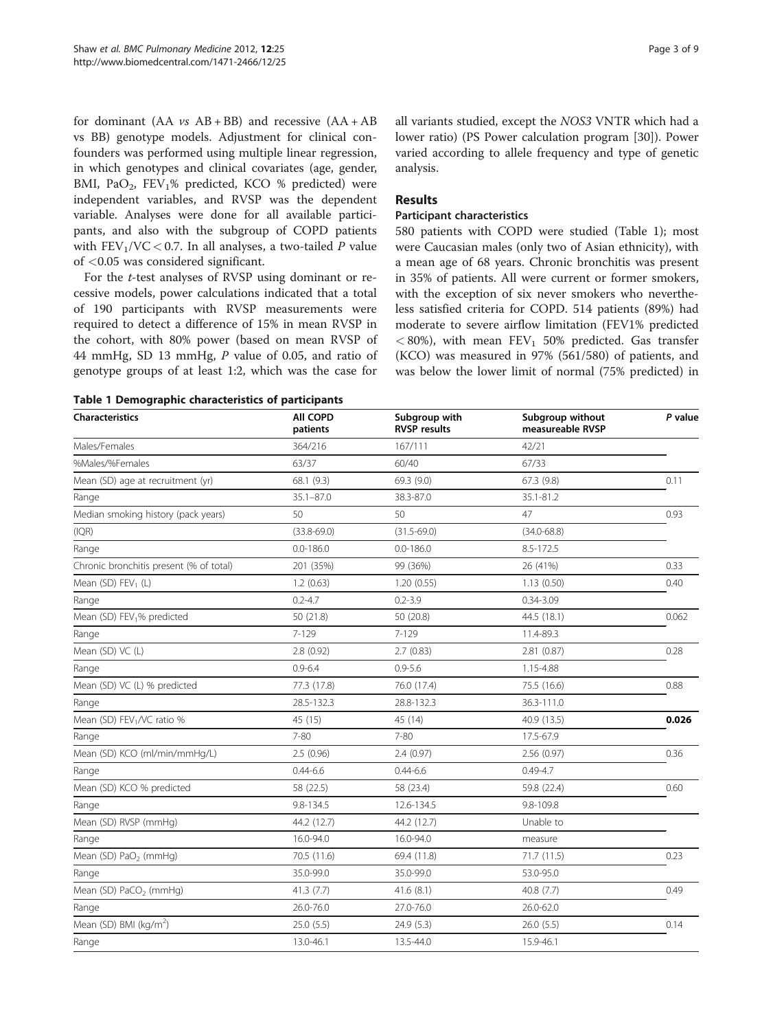for dominant (AA *vs* AB + BB) and recessive (AA + AB vs BB) genotype models. Adjustment for clinical confounders was performed using multiple linear regression, in which genotypes and clinical covariates (age, gender, BMI, $PaO_2$, $FEV_1$% predicted, KCO % predicted) were independent variables, and RVSP was the dependent variable. Analyses were done for all available participants, and also with the subgroup of COPD patients with $FEV_1/VC < 0.7$. In all analyses, a two-tailed $P$ value of $<0.05$ was considered significant.

For the *t*-test analyses of RVSP using dominant or recessive models, power calculations indicated that a total of 190 participants with RVSP measurements were required to detect a difference of 15% in mean RVSP in the cohort, with 80% power (based on mean RVSP of 44 mmHg, SD 13 mmHg, $P$ value of 0.05, and ratio of genotype groups of at least 1:2, which was the case for all variants studied, except the *NOS3* VNTR which had a lower ratio) (PS Power calculation program [30]). Power varied according to allele frequency and type of genetic analysis.

## Results

### Participant characteristics

580 patients with COPD were studied (Table 1); most were Caucasian males (only two of Asian ethnicity), with a mean age of 68 years. Chronic bronchitis was present in 35% of patients. All were current or former smokers, with the exception of six never smokers who nevertheless satisfied criteria for COPD. 514 patients (89%) had moderate to severe airflow limitation (FEV1% predicted $< 80\%$), with mean $FEV_1$ 50% predicted. Gas transfer (KCO) was measured in 97% (561/580) of patients, and was below the lower limit of normal (75% predicted) in

**Table 1 Demographic characteristics of participants**

| Characteristics | All COPD patients | Subgroup with RVSP results | Subgroup without measureable RVSP | *P* value |
|---|---|---|---|---|
| Males/Females | 364/216 | 167/111 | 42/21 | |
| %Males/%Females | 63/37 | 60/40 | 67/33 | |
| Mean (SD) age at recruitment (yr) | 68.1 (9.3) | 69.3 (9.0) | 67.3 (9.8) | 0.11 |
| Range | 35.1–87.0 | 38.3-87.0 | 35.1-81.2 | |
| Median smoking history (pack years) | 50 | 50 | 47 | 0.93 |
| (IQR) | (33.8-69.0) | (31.5-69.0) | (34.0-68.8) | |
| Range | 0.0-186.0 | 0.0-186.0 | 8.5-172.5 | |
| Chronic bronchitis present (% of total) | 201 (35%) | 99 (36%) | 26 (41%) | 0.33 |
| Mean (SD) $FEV_1$ (L) | 1.2 (0.63) | 1.20 (0.55) | 1.13 (0.50) | 0.40 |
| Range | 0.2-4.7 | 0.2-3.9 | 0.34-3.09 | |
| Mean (SD) $FEV_1$% predicted | 50 (21.8) | 50 (20.8) | 44.5 (18.1) | 0.062 |
| Range | 7-129 | 7-129 | 11.4-89.3 | |
| Mean (SD) VC (L) | 2.8 (0.92) | 2.7 (0.83) | 2.81 (0.87) | 0.28 |
| Range | 0.9-6.4 | 0.9-5.6 | 1.15-4.88 | |
| Mean (SD) VC (L) % predicted | 77.3 (17.8) | 76.0 (17.4) | 75.5 (16.6) | 0.88 |
| Range | 28.5-132.3 | 28.8-132.3 | 36.3-111.0 | |
| Mean (SD) $FEV_1$/VC ratio % | 45 (15) | 45 (14) | 40.9 (13.5) | **0.026** |
| Range | 7-80 | 7-80 | 17.5-67.9 | |
| Mean (SD) KCO (ml/min/mmHg/L) | 2.5 (0.96) | 2.4 (0.97) | 2.56 (0.97) | 0.36 |
| Range | 0.44-6.6 | 0.44-6.6 | 0.49-4.7 | |
| Mean (SD) KCO % predicted | 58 (22.5) | 58 (23.4) | 59.8 (22.4) | 0.60 |
| Range | 9.8-134.5 | 12.6-134.5 | 9.8-109.8 | |
| Mean (SD) RVSP (mmHg) | 44.2 (12.7) | 44.2 (12.7) | Unable to | |
| Range | 16.0-94.0 | 16.0-94.0 | measure | |
| Mean (SD) $PaO_2$ (mmHg) | 70.5 (11.6) | 69.4 (11.8) | 71.7 (11.5) | 0.23 |
| Range | 35.0-99.0 | 35.0-99.0 | 53.0-95.0 | |
| Mean (SD) $PaCO_2$ (mmHg) | 41.3 (7.7) | 41.6 (8.1) | 40.8 (7.7) | 0.49 |
| Range | 26.0-76.0 | 27.0-76.0 | 26.0-62.0 | |
| Mean (SD) BMI ($kg/m^2$) | 25.0 (5.5) | 24.9 (5.3) | 26.0 (5.5) | 0.14 |
| Range | 13.0-46.1 | 13.5-44.0 | 15.9-46.1 | |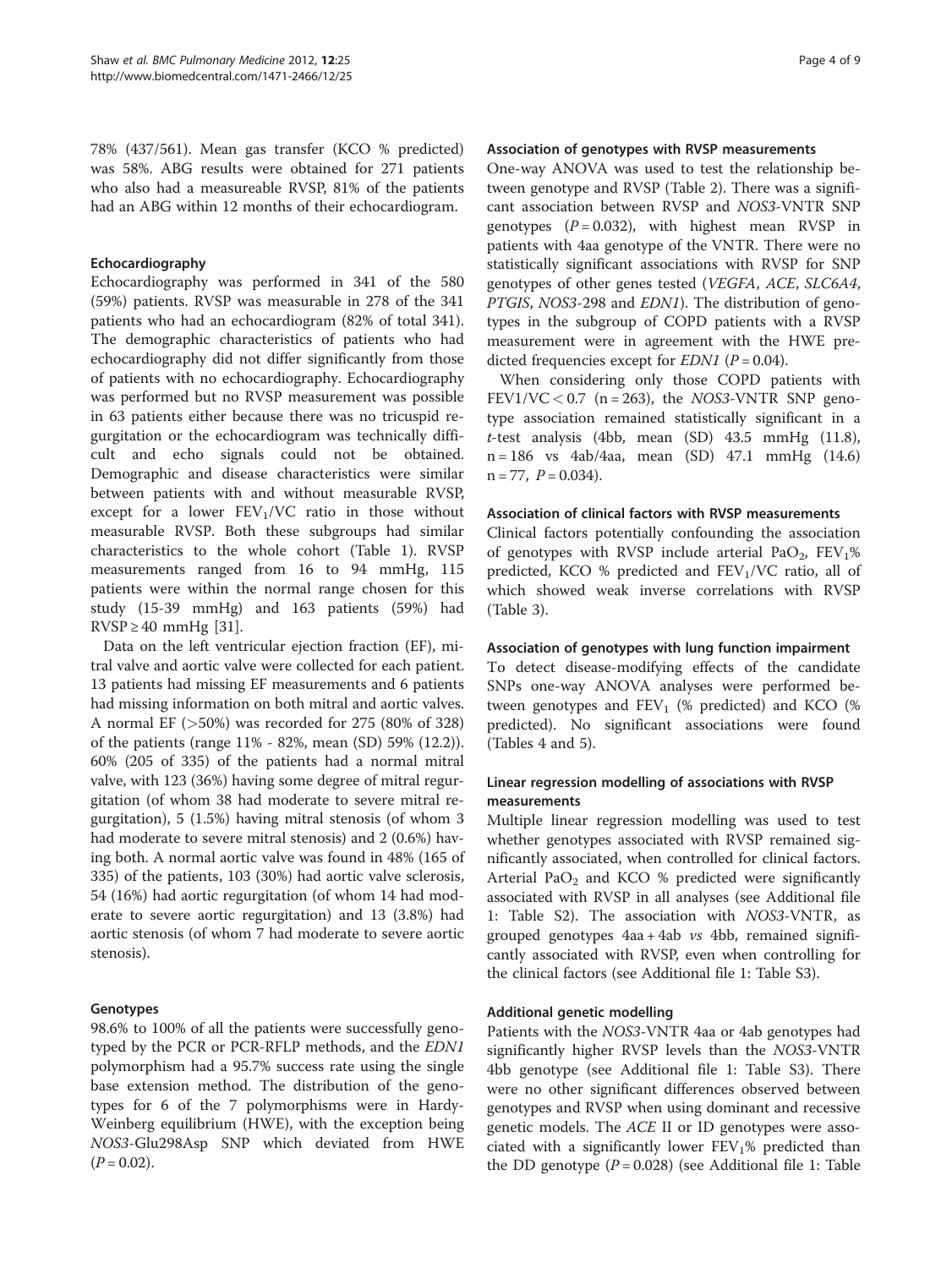78% (437/561). Mean gas transfer (KCO % predicted) was 58%. ABG results were obtained for 271 patients who also had a measureable RVSP, 81% of the patients had an ABG within 12 months of their echocardiogram.

#### Echocardiography

Echocardiography was performed in 341 of the 580 (59%) patients. RVSP was measurable in 278 of the 341 patients who had an echocardiogram (82% of total 341). The demographic characteristics of patients who had echocardiography did not differ significantly from those of patients with no echocardiography. Echocardiography was performed but no RVSP measurement was possible in 63 patients either because there was no tricuspid regurgitation or the echocardiogram was technically difficult and echo signals could not be obtained. Demographic and disease characteristics were similar between patients with and without measurable RVSP, except for a lower $FEV_1$/VC ratio in those without measurable RVSP. Both these subgroups had similar characteristics to the whole cohort (Table 1). RVSP measurements ranged from 16 to 94 mmHg, 115 patients were within the normal range chosen for this study (15-39 mmHg) and 163 patients (59%) had RVSP ≥ 40 mmHg [31].

Data on the left ventricular ejection fraction (EF), mitral valve and aortic valve were collected for each patient. 13 patients had missing EF measurements and 6 patients had missing information on both mitral and aortic valves. A normal EF (>50%) was recorded for 275 (80% of 328) of the patients (range 11% - 82%, mean (SD) 59% (12.2)). 60% (205 of 335) of the patients had a normal mitral valve, with 123 (36%) having some degree of mitral regurgitation (of whom 38 had moderate to severe mitral regurgitation), 5 (1.5%) having mitral stenosis (of whom 3 had moderate to severe mitral stenosis) and 2 (0.6%) having both. A normal aortic valve was found in 48% (165 of 335) of the patients, 103 (30%) had aortic valve sclerosis, 54 (16%) had aortic regurgitation (of whom 14 had moderate to severe aortic regurgitation) and 13 (3.8%) had aortic stenosis (of whom 7 had moderate to severe aortic stenosis).

#### Genotypes

98.6% to 100% of all the patients were successfully genotyped by the PCR or PCR-RFLP methods, and the *EDN1* polymorphism had a 95.7% success rate using the single base extension method. The distribution of the genotypes for 6 of the 7 polymorphisms were in Hardy-Weinberg equilibrium (HWE), with the exception being *NOS3*-Glu298Asp SNP which deviated from HWE ($P = 0.02$).

#### Association of genotypes with RVSP measurements

One-way ANOVA was used to test the relationship between genotype and RVSP (Table 2). There was a significant association between RVSP and *NOS3*-VNTR SNP genotypes ($P = 0.032$), with highest mean RVSP in patients with 4aa genotype of the VNTR. There were no statistically significant associations with RVSP for SNP genotypes of other genes tested (*VEGFA*, *ACE*, *SLC6A4*, *PTGIS*, *NOS3*-298 and *EDN1*). The distribution of genotypes in the subgroup of COPD patients with a RVSP measurement were in agreement with the HWE predicted frequencies except for *EDN1* ($P = 0.04$).

When considering only those COPD patients with $FEV_1/VC < 0.7$ (n = 263), the *NOS3*-VNTR SNP genotype association remained statistically significant in a *t*-test analysis (4bb, mean (SD) 43.5 mmHg (11.8), n = 186 vs 4ab/4aa, mean (SD) 47.1 mmHg (14.6) n = 77, $P = 0.034$).

#### Association of clinical factors with RVSP measurements

Clinical factors potentially confounding the association of genotypes with RVSP include arterial $PaO_2$, $FEV_1$% predicted, KCO % predicted and $FEV_1$/VC ratio, all of which showed weak inverse correlations with RVSP (Table 3).

#### Association of genotypes with lung function impairment

To detect disease-modifying effects of the candidate SNPs one-way ANOVA analyses were performed between genotypes and $FEV_1$ (% predicted) and KCO (% predicted). No significant associations were found (Tables 4 and 5).

#### Linear regression modelling of associations with RVSP measurements

Multiple linear regression modelling was used to test whether genotypes associated with RVSP remained significantly associated, when controlled for clinical factors. Arterial $PaO_2$ and KCO % predicted were significantly associated with RVSP in all analyses (see Additional file 1: Table S2). The association with *NOS3*-VNTR, as grouped genotypes 4aa + 4ab *vs* 4bb, remained significantly associated with RVSP, even when controlling for the clinical factors (see Additional file 1: Table S3).

#### Additional genetic modelling

Patients with the *NOS3*-VNTR 4aa or 4ab genotypes had significantly higher RVSP levels than the *NOS3*-VNTR 4bb genotype (see Additional file 1: Table S3). There were no other significant differences observed between genotypes and RVSP when using dominant and recessive genetic models. The *ACE* II or ID genotypes were associated with a significantly lower $FEV_1$% predicted than the DD genotype ($P = 0.028$) (see Additional file 1: Table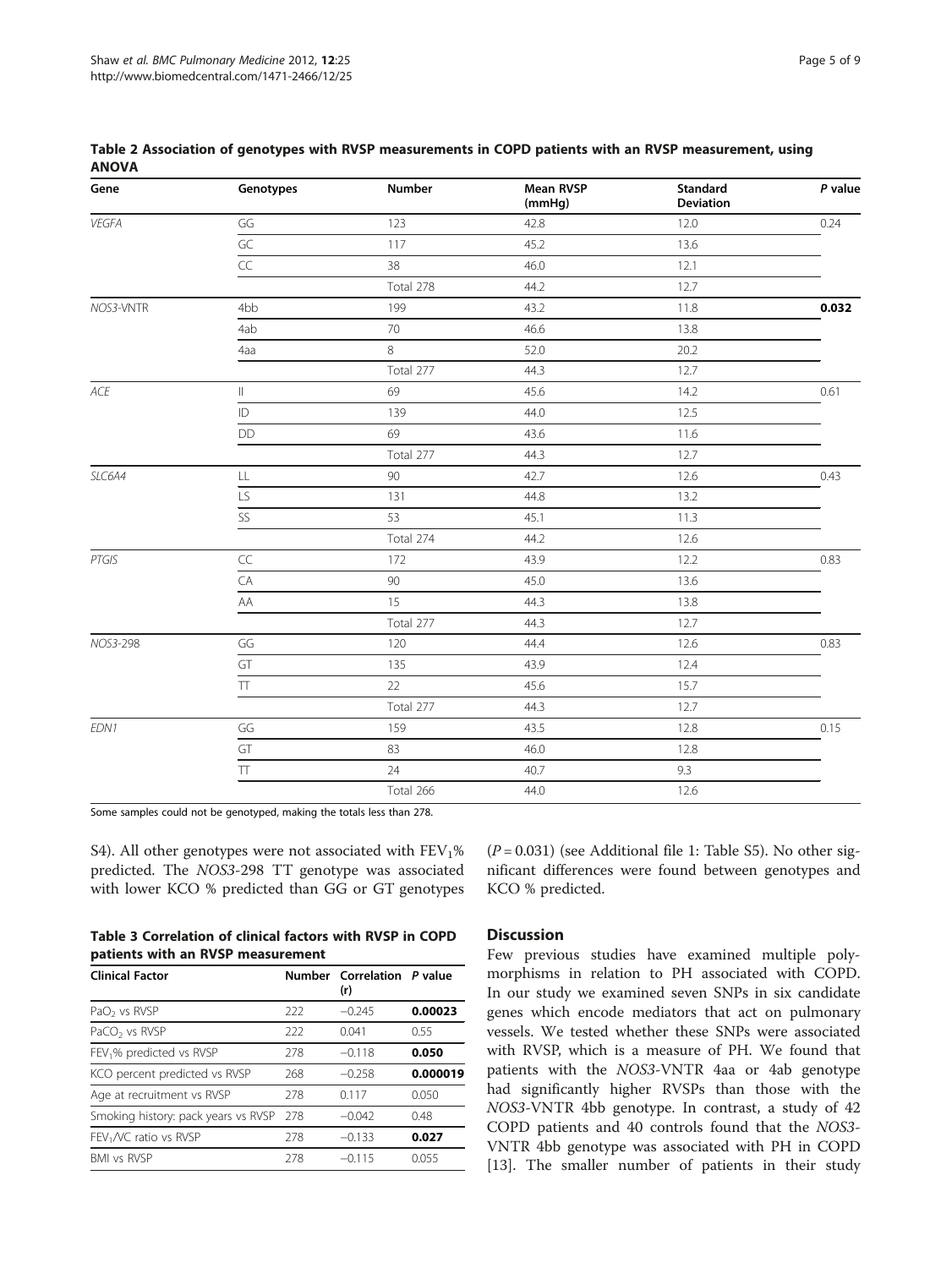**Table 2 Association of genotypes with RVSP measurements in COPD patients with an RVSP measurement, using ANOVA**

| Gene | Genotypes | Number | Mean RVSP (mmHg) | Standard Deviation | *P* value |
|---|---|---|---|---|---|
| *VEGFA* | GG | 123 | 42.8 | 12.0 | 0.24 |
| | GC | 117 | 45.2 | 13.6 | |
| | CC | 38 | 46.0 | 12.1 | |
| | | Total 278 | 44.2 | 12.7 | |
| *NOS3*-VNTR | 4bb | 199 | 43.2 | 11.8 | **0.032** |
| | 4ab | 70 | 46.6 | 13.8 | |
| | 4aa | 8 | 52.0 | 20.2 | |
| | | Total 277 | 44.3 | 12.7 | |
| *ACE* | II | 69 | 45.6 | 14.2 | 0.61 |
| | ID | 139 | 44.0 | 12.5 | |
| | DD | 69 | 43.6 | 11.6 | |
| | | Total 277 | 44.3 | 12.7 | |
| *SLC6A4* | LL | 90 | 42.7 | 12.6 | 0.43 |
| | LS | 131 | 44.8 | 13.2 | |
| | SS | 53 | 45.1 | 11.3 | |
| | | Total 274 | 44.2 | 12.6 | |
| *PTGIS* | CC | 172 | 43.9 | 12.2 | 0.83 |
| | CA | 90 | 45.0 | 13.6 | |
| | AA | 15 | 44.3 | 13.8 | |
| | | Total 277 | 44.3 | 12.7 | |
| *NOS3*-298 | GG | 120 | 44.4 | 12.6 | 0.83 |
| | GT | 135 | 43.9 | 12.4 | |
| | TT | 22 | 45.6 | 15.7 | |
| | | Total 277 | 44.3 | 12.7 | |
| *EDN1* | GG | 159 | 43.5 | 12.8 | 0.15 |
| | GT | 83 | 46.0 | 12.8 | |
| | TT | 24 | 40.7 | 9.3 | |
| | | Total 266 | 44.0 | 12.6 | |

Some samples could not be genotyped, making the totals less than 278.

S4). All other genotypes were not associated with $FEV_1$% predicted. The *NOS3*-298 TT genotype was associated with lower KCO % predicted than GG or GT genotypes ($P = 0.031$) (see Additional file 1: Table S5). No other significant differences were found between genotypes and KCO % predicted.

**Table 3 Correlation of clinical factors with RVSP in COPD patients with an RVSP measurement**

| Clinical Factor | Number | Correlation (r) | *P* value |
|---|---|---|---|
| $PaO_2$ vs RVSP | 222 | −0.245 | **0.00023** |
| $PaCO_2$ vs RVSP | 222 | 0.041 | 0.55 |
| $FEV_1$% predicted vs RVSP | 278 | −0.118 | **0.050** |
| KCO percent predicted vs RVSP | 268 | −0.258 | **0.000019** |
| Age at recruitment vs RVSP | 278 | 0.117 | 0.050 |
| Smoking history: pack years vs RVSP | 278 | −0.042 | 0.48 |
| $FEV_1$/VC ratio vs RVSP | 278 | −0.133 | **0.027** |
| BMI vs RVSP | 278 | −0.115 | 0.055 |

## Discussion

Few previous studies have examined multiple polymorphisms in relation to PH associated with COPD. In our study we examined seven SNPs in six candidate genes which encode mediators that act on pulmonary vessels. We tested whether these SNPs were associated with RVSP, which is a measure of PH. We found that patients with the *NOS3*-VNTR 4aa or 4ab genotype had significantly higher RVSPs than those with the *NOS3*-VNTR 4bb genotype. In contrast, a study of 42 COPD patients and 40 controls found that the *NOS3*-VNTR 4bb genotype was associated with PH in COPD [13]. The smaller number of patients in their study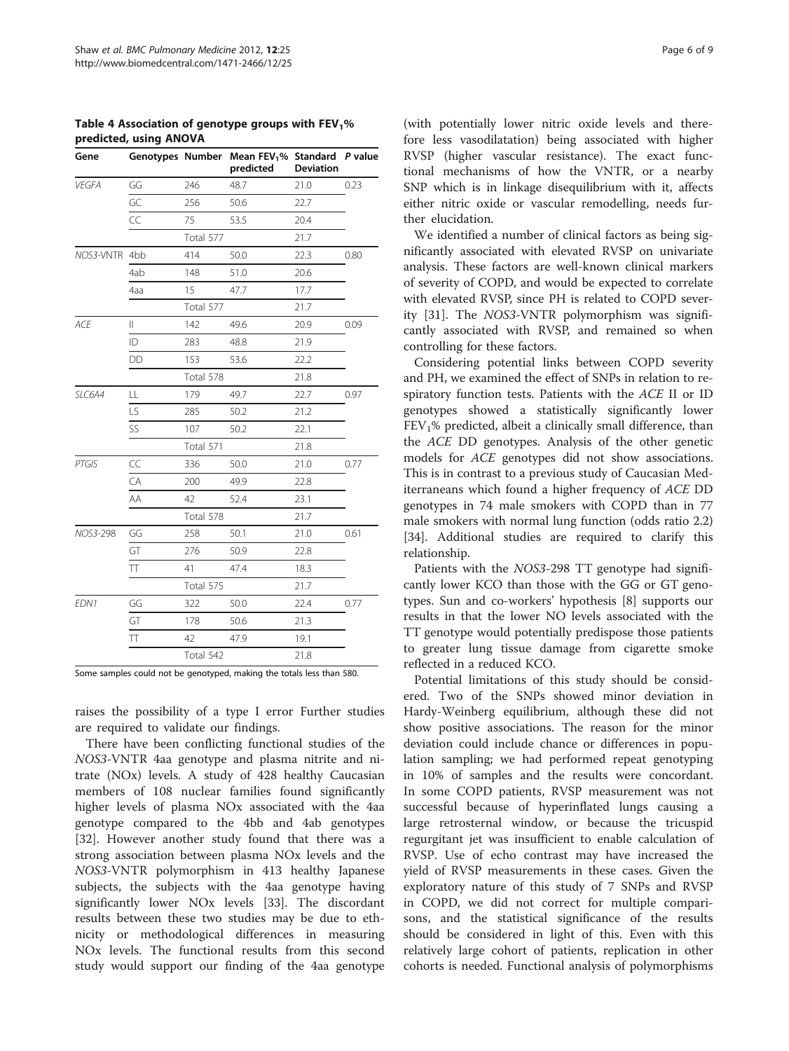**Table 4 Association of genotype groups with $FEV_1$% predicted, using ANOVA**

| Gene | Genotypes | Number | Mean $FEV_1$% predicted | Standard Deviation | *P* value |
|---|---|---|---|---|---|
| *VEGFA* | GG | 246 | 48.7 | 21.0 | 0.23 |
| | GC | 256 | 50.6 | 22.7 | |
| | CC | 75 | 53.5 | 20.4 | |
| | | Total 577 | | 21.7 | |
| *NOS3*-VNTR | 4bb | 414 | 50.0 | 22.3 | 0.80 |
| | 4ab | 148 | 51.0 | 20.6 | |
| | 4aa | 15 | 47.7 | 17.7 | |
| | | Total 577 | | 21.7 | |
| *ACE* | II | 142 | 49.6 | 20.9 | 0.09 |
| | ID | 283 | 48.8 | 21.9 | |
| | DD | 153 | 53.6 | 22.2 | |
| | | Total 578 | | 21.8 | |
| *SLC6A4* | LL | 179 | 49.7 | 22.7 | 0.97 |
| | LS | 285 | 50.2 | 21.2 | |
| | SS | 107 | 50.2 | 22.1 | |
| | | Total 571 | | 21.8 | |
| *PTGIS* | CC | 336 | 50.0 | 21.0 | 0.77 |
| | CA | 200 | 49.9 | 22.8 | |
| | AA | 42 | 52.4 | 23.1 | |
| | | Total 578 | | 21.7 | |
| *NOS3*-298 | GG | 258 | 50.1 | 21.0 | 0.61 |
| | GT | 276 | 50.9 | 22.8 | |
| | TT | 41 | 47.4 | 18.3 | |
| | | Total 575 | | 21.7 | |
| *EDN1* | GG | 322 | 50.0 | 22.4 | 0.77 |
| | GT | 178 | 50.6 | 21.3 | |
| | TT | 42 | 47.9 | 19.1 | |
| | | Total 542 | | 21.8 | |

Some samples could not be genotyped, making the totals less than 580.

raises the possibility of a type I error Further studies are required to validate our findings.

There have been conflicting functional studies of the *NOS3*-VNTR 4aa genotype and plasma nitrite and nitrate (NOx) levels. A study of 428 healthy Caucasian members of 108 nuclear families found significantly higher levels of plasma NOx associated with the 4aa genotype compared to the 4bb and 4ab genotypes [32]. However another study found that there was a strong association between plasma NOx levels and the *NOS3*-VNTR polymorphism in 413 healthy Japanese subjects, the subjects with the 4aa genotype having significantly lower NOx levels [33]. The discordant results between these two studies may be due to ethnicity or methodological differences in measuring NOx levels. The functional results from this second study would support our finding of the 4aa genotype (with potentially lower nitric oxide levels and therefore less vasodilatation) being associated with higher RVSP (higher vascular resistance). The exact functional mechanisms of how the VNTR, or a nearby SNP which is in linkage disequilibrium with it, affects either nitric oxide or vascular remodelling, needs further elucidation.

We identified a number of clinical factors as being significantly associated with elevated RVSP on univariate analysis. These factors are well-known clinical markers of severity of COPD, and would be expected to correlate with elevated RVSP, since PH is related to COPD severity [31]. The *NOS3*-VNTR polymorphism was significantly associated with RVSP, and remained so when controlling for these factors.

Considering potential links between COPD severity and PH, we examined the effect of SNPs in relation to respiratory function tests. Patients with the *ACE* II or ID genotypes showed a statistically significantly lower $FEV_1$% predicted, albeit a clinically small difference, than the *ACE* DD genotypes. Analysis of the other genetic models for *ACE* genotypes did not show associations. This is in contrast to a previous study of Caucasian Mediterraneans which found a higher frequency of *ACE* DD genotypes in 74 male smokers with COPD than in 77 male smokers with normal lung function (odds ratio 2.2) [34]. Additional studies are required to clarify this relationship.

Patients with the *NOS3*-298 TT genotype had significantly lower KCO than those with the GG or GT genotypes. Sun and co-workers' hypothesis [8] supports our results in that the lower NO levels associated with the TT genotype would potentially predispose those patients to greater lung tissue damage from cigarette smoke reflected in a reduced KCO.

Potential limitations of this study should be considered. Two of the SNPs showed minor deviation in Hardy-Weinberg equilibrium, although these did not show positive associations. The reason for the minor deviation could include chance or differences in population sampling; we had performed repeat genotyping in 10% of samples and the results were concordant. In some COPD patients, RVSP measurement was not successful because of hyperinflated lungs causing a large retrosternal window, or because the tricuspid regurgitant jet was insufficient to enable calculation of RVSP. Use of echo contrast may have increased the yield of RVSP measurements in these cases. Given the exploratory nature of this study of 7 SNPs and RVSP in COPD, we did not correct for multiple comparisons, and the statistical significance of the results should be considered in light of this. Even with this relatively large cohort of patients, replication in other cohorts is needed. Functional analysis of polymorphisms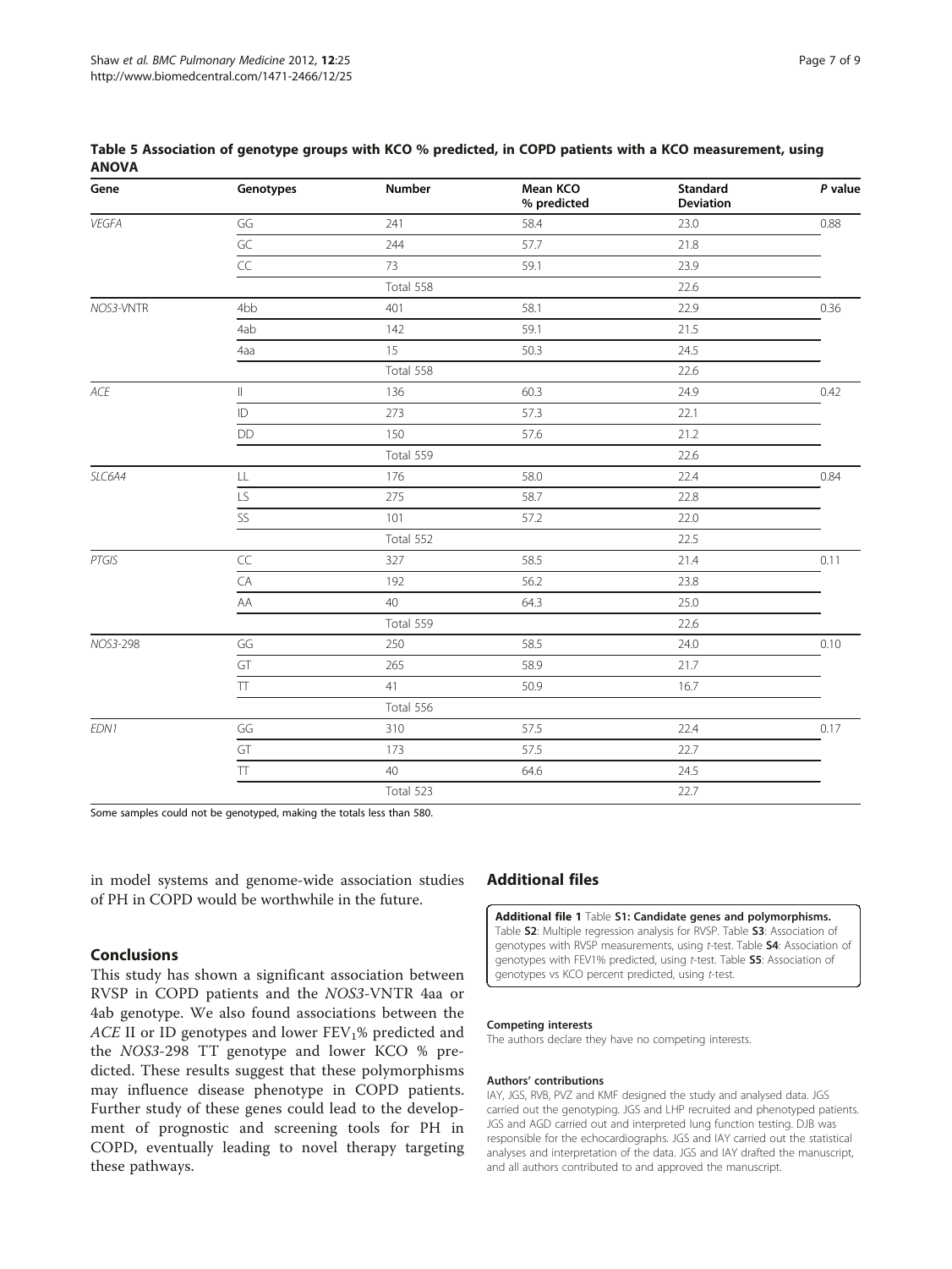**Table 5 Association of genotype groups with KCO % predicted, in COPD patients with a KCO measurement, using ANOVA**

| Gene | Genotypes | Number | Mean KCO % predicted | Standard Deviation | *P* value |
|---|---|---|---|---|---|
| *VEGFA* | GG | 241 | 58.4 | 23.0 | 0.88 |
| | GC | 244 | 57.7 | 21.8 | |
| | CC | 73 | 59.1 | 23.9 | |
| | | Total 558 | | 22.6 | |
| *NOS3*-VNTR | 4bb | 401 | 58.1 | 22.9 | 0.36 |
| | 4ab | 142 | 59.1 | 21.5 | |
| | 4aa | 15 | 50.3 | 24.5 | |
| | | Total 558 | | 22.6 | |
| *ACE* | II | 136 | 60.3 | 24.9 | 0.42 |
| | ID | 273 | 57.3 | 22.1 | |
| | DD | 150 | 57.6 | 21.2 | |
| | | Total 559 | | 22.6 | |
| *SLC6A4* | LL | 176 | 58.0 | 22.4 | 0.84 |
| | LS | 275 | 58.7 | 22.8 | |
| | SS | 101 | 57.2 | 22.0 | |
| | | Total 552 | | 22.5 | |
| *PTGIS* | CC | 327 | 58.5 | 21.4 | 0.11 |
| | CA | 192 | 56.2 | 23.8 | |
| | AA | 40 | 64.3 | 25.0 | |
| | | Total 559 | | 22.6 | |
| *NOS3*-298 | GG | 250 | 58.5 | 24.0 | 0.10 |
| | GT | 265 | 58.9 | 21.7 | |
| | TT | 41 | 50.9 | 16.7 | |
| | | Total 556 | | | |
| *EDN1* | GG | 310 | 57.5 | 22.4 | 0.17 |
| | GT | 173 | 57.5 | 22.7 | |
| | TT | 40 | 64.6 | 24.5 | |
| | | Total 523 | | 22.7 | |

Some samples could not be genotyped, making the totals less than 580.

in model systems and genome-wide association studies of PH in COPD would be worthwhile in the future.

## Conclusions

This study has shown a significant association between RVSP in COPD patients and the *NOS3*-VNTR 4aa or 4ab genotype. We also found associations between the *ACE* II or ID genotypes and lower $FEV_1$% predicted and the *NOS3*-298 TT genotype and lower KCO % predicted. These results suggest that these polymorphisms may influence disease phenotype in COPD patients. Further study of these genes could lead to the development of prognostic and screening tools for PH in COPD, eventually leading to novel therapy targeting these pathways.

## Additional files

**Additional file 1** Table **S1: Candidate genes and polymorphisms.** Table **S2**: Multiple regression analysis for RVSP. Table **S3**: Association of genotypes with RVSP measurements, using *t*-test. Table **S4**: Association of genotypes with FEV1% predicted, using *t*-test. Table **S5**: Association of genotypes vs KCO percent predicted, using *t*-test.

#### Competing interests

The authors declare they have no competing interests.

#### Authors' contributions

IAY, JGS, RVB, PVZ and KMF designed the study and analysed data. JGS carried out the genotyping. JGS and LHP recruited and phenotyped patients. JGS and AGD carried out and interpreted lung function testing. DJB was responsible for the echocardiographs. JGS and IAY carried out the statistical analyses and interpretation of the data. JGS and IAY drafted the manuscript, and all authors contributed to and approved the manuscript.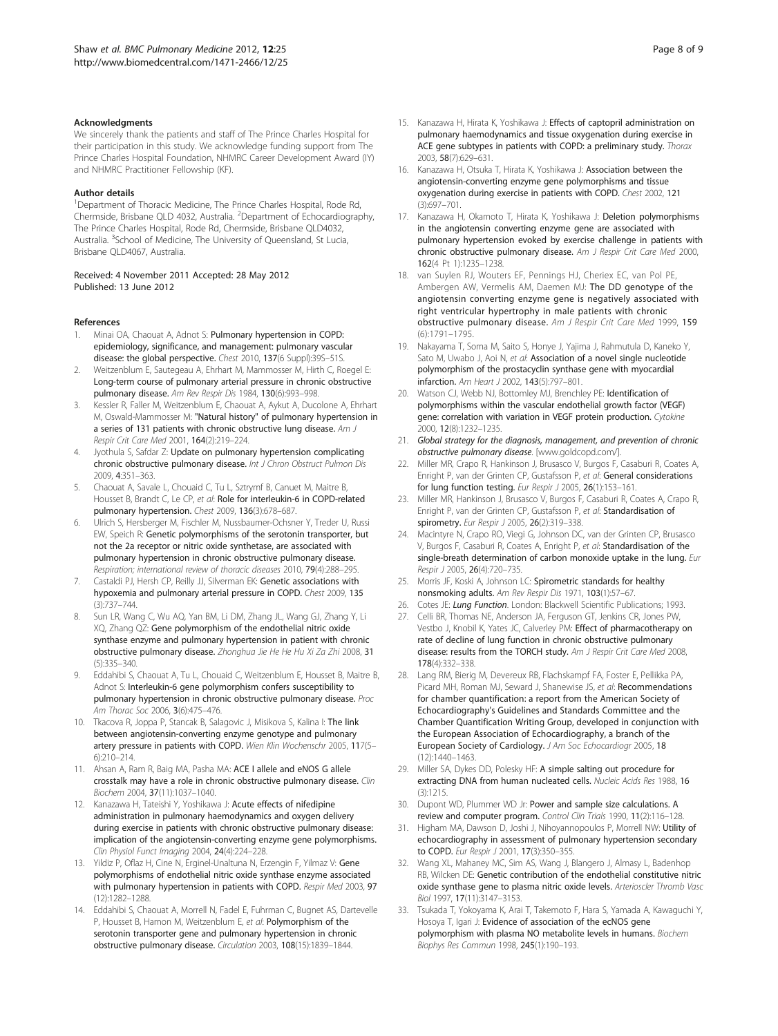## Acknowledgments

We sincerely thank the patients and staff of The Prince Charles Hospital for their participation in this study. We acknowledge funding support from The Prince Charles Hospital Foundation, NHMRC Career Development Award (IY) and NHMRC Practitioner Fellowship (KF).

## Author details

[1]Department of Thoracic Medicine, The Prince Charles Hospital, Rode Rd, Chermside, Brisbane QLD 4032, Australia. [2]Department of Echocardiography, The Prince Charles Hospital, Rode Rd, Chermside, Brisbane QLD4032, Australia. [3]School of Medicine, The University of Queensland, St Lucia, Brisbane QLD4067, Australia.

Received: 4 November 2011 Accepted: 28 May 2012
Published: 13 June 2012

## References

1. Minai OA, Chaouat A, Adnot S: **Pulmonary hypertension in COPD: epidemiology, significance, and management: pulmonary vascular disease: the global perspective.** *Chest* 2010, **137**(6 Suppl):39S–51S.
2. Weitzenblum E, Sautegeau A, Ehrhart M, Mammosser M, Hirth C, Roegel E: **Long-term course of pulmonary arterial pressure in chronic obstructive pulmonary disease.** *Am Rev Respir Dis* 1984, **130**(6):993–998.
3. Kessler R, Faller M, Weitzenblum E, Chaouat A, Aykut A, Ducolone A, Ehrhart M, Oswald-Mammosser M: **"Natural history" of pulmonary hypertension in a series of 131 patients with chronic obstructive lung disease.** *Am J Respir Crit Care Med* 2001, **164**(2):219–224.
4. Jyothula S, Safdar Z: **Update on pulmonary hypertension complicating chronic obstructive pulmonary disease.** *Int J Chron Obstruct Pulmon Dis* 2009, **4**:351–363.
5. Chaouat A, Savale L, Chouaid C, Tu L, Sztrymf B, Canuet M, Maitre B, Housset B, Brandt C, Le CP, *et al*: **Role for interleukin-6 in COPD-related pulmonary hypertension.** *Chest* 2009, **136**(3):678–687.
6. Ulrich S, Hersberger M, Fischler M, Nussbaumer-Ochsner Y, Treder U, Russi EW, Speich R: **Genetic polymorphisms of the serotonin transporter, but not the 2a receptor or nitric oxide synthetase, are associated with pulmonary hypertension in chronic obstructive pulmonary disease.** *Respiration; international review of thoracic diseases* 2010, **79**(4):288–295.
7. Castaldi PJ, Hersh CP, Reilly JJ, Silverman EK: **Genetic associations with hypoxemia and pulmonary arterial pressure in COPD.** *Chest* 2009, **135** (3):737–744.
8. Sun LR, Wang C, Wu AQ, Yan BM, Li DM, Zhang JL, Wang GJ, Zhang Y, Li XQ, Zhang QZ: **Gene polymorphism of the endothelial nitric oxide synthase enzyme and pulmonary hypertension in patient with chronic obstructive pulmonary disease.** *Zhonghua Jie He He Hu Xi Za Zhi* 2008, **31** (5):335–340.
9. Eddahibi S, Chaouat A, Tu L, Chouaid C, Weitzenblum E, Housset B, Maitre B, Adnot S: **Interleukin-6 gene polymorphism confers susceptibility to pulmonary hypertension in chronic obstructive pulmonary disease.** *Proc Am Thorac Soc* 2006, **3**(6):475–476.
10. Tkacova R, Joppa P, Stancak B, Salagovic J, Misikova S, Kalina I: **The link between angiotensin-converting enzyme genotype and pulmonary artery pressure in patients with COPD.** *Wien Klin Wochenschr* 2005, **117**(5–6):210–214.
11. Ahsan A, Ram R, Baig MA, Pasha MA: **ACE I allele and eNOS G allele crosstalk may have a role in chronic obstructive pulmonary disease.** *Clin Biochem* 2004, **37**(11):1037–1040.
12. Kanazawa H, Tateishi Y, Yoshikawa J: **Acute effects of nifedipine administration in pulmonary haemodynamics and oxygen delivery during exercise in patients with chronic obstructive pulmonary disease: implication of the angiotensin-converting enzyme gene polymorphisms.** *Clin Physiol Funct Imaging* 2004, **24**(4):224–228.
13. Yildiz P, Oflaz H, Cine N, Erginel-Unaltuna N, Erzengin F, Yilmaz V: **Gene polymorphisms of endothelial nitric oxide synthase enzyme associated with pulmonary hypertension in patients with COPD.** *Respir Med* 2003, **97** (12):1282–1288.
14. Eddahibi S, Chaouat A, Morrell N, Fadel E, Fuhrman C, Bugnet AS, Dartevelle P, Housset B, Hamon M, Weitzenblum E, *et al*: **Polymorphism of the serotonin transporter gene and pulmonary hypertension in chronic obstructive pulmonary disease.** *Circulation* 2003, **108**(15):1839–1844.
15. Kanazawa H, Hirata K, Yoshikawa J: **Effects of captopril administration on pulmonary haemodynamics and tissue oxygenation during exercise in ACE gene subtypes in patients with COPD: a preliminary study.** *Thorax* 2003, **58**(7):629–631.
16. Kanazawa H, Otsuka T, Hirata K, Yoshikawa J: **Association between the angiotensin-converting enzyme gene polymorphisms and tissue oxygenation during exercise in patients with COPD.** *Chest* 2002, **121** (3):697–701.
17. Kanazawa H, Okamoto T, Hirata K, Yoshikawa J: **Deletion polymorphisms in the angiotensin converting enzyme gene are associated with pulmonary hypertension evoked by exercise challenge in patients with chronic obstructive pulmonary disease.** *Am J Respir Crit Care Med* 2000, **162**(4 Pt 1):1235–1238.
18. van Suylen RJ, Wouters EF, Pennings HJ, Cheriex EC, van Pol PE, Ambergen AW, Vermelis AM, Daemen MJ: **The DD genotype of the angiotensin converting enzyme gene is negatively associated with right ventricular hypertrophy in male patients with chronic obstructive pulmonary disease.** *Am J Respir Crit Care Med* 1999, **159** (6):1791–1795.
19. Nakayama T, Soma M, Saito S, Honye J, Yajima J, Rahmutula D, Kaneko Y, Sato M, Uwabo J, Aoi N, *et al*: **Association of a novel single nucleotide polymorphism of the prostacyclin synthase gene with myocardial infarction.** *Am Heart J* 2002, **143**(5):797–801.
20. Watson CJ, Webb NJ, Bottomley MJ, Brenchley PE: **Identification of polymorphisms within the vascular endothelial growth factor (VEGF) gene: correlation with variation in VEGF protein production.** *Cytokine* 2000, **12**(8):1232–1235.
21. ***Global strategy for the diagnosis, management, and prevention of chronic obstructive pulmonary disease.*** [www.goldcopd.com/].
22. Miller MR, Crapo R, Hankinson J, Brusasco V, Burgos F, Casaburi R, Coates A, Enright P, van der Grinten CP, Gustafsson P, *et al*: **General considerations for lung function testing.** *Eur Respir J* 2005, **26**(1):153–161.
23. Miller MR, Hankinson J, Brusasco V, Burgos F, Casaburi R, Coates A, Crapo R, Enright P, van der Grinten CP, Gustafsson P, *et al*: **Standardisation of spirometry.** *Eur Respir J* 2005, **26**(2):319–338.
24. Macintyre N, Crapo RO, Viegi G, Johnson DC, van der Grinten CP, Brusasco V, Burgos F, Casaburi R, Coates A, Enright P, *et al*: **Standardisation of the single-breath determination of carbon monoxide uptake in the lung.** *Eur Respir J* 2005, **26**(4):720–735.
25. Morris JF, Koski A, Johnson LC: **Spirometric standards for healthy nonsmoking adults.** *Am Rev Respir Dis* 1971, **103**(1):57–67.
26. Cotes JE: ***Lung Function***. London: Blackwell Scientific Publications; 1993.
27. Celli BR, Thomas NE, Anderson JA, Ferguson GT, Jenkins CR, Jones PW, Vestbo J, Knobil K, Yates JC, Calverley PM: **Effect of pharmacotherapy on rate of decline of lung function in chronic obstructive pulmonary disease: results from the TORCH study.** *Am J Respir Crit Care Med* 2008, **178**(4):332–338.
28. Lang RM, Bierig M, Devereux RB, Flachskampf FA, Foster E, Pellikka PA, Picard MH, Roman MJ, Seward J, Shanewise JS, *et al*: **Recommendations for chamber quantification: a report from the American Society of Echocardiography's Guidelines and Standards Committee and the Chamber Quantification Writing Group, developed in conjunction with the European Association of Echocardiography, a branch of the European Society of Cardiology.** *J Am Soc Echocardiogr* 2005, **18** (12):1440–1463.
29. Miller SA, Dykes DD, Polesky HF: **A simple salting out procedure for extracting DNA from human nucleated cells.** *Nucleic Acids Res* 1988, **16** (3):1215.
30. Dupont WD, Plummer WD Jr: **Power and sample size calculations. A review and computer program.** *Control Clin Trials* 1990, **11**(2):116–128.
31. Higham MA, Dawson D, Joshi J, Nihoyannopoulos P, Morrell NW: **Utility of echocardiography in assessment of pulmonary hypertension secondary to COPD.** *Eur Respir J* 2001, **17**(3):350–355.
32. Wang XL, Mahaney MC, Sim AS, Wang J, Blangero J, Almasy L, Badenhop RB, Wilcken DE: **Genetic contribution of the endothelial constitutive nitric oxide synthase gene to plasma nitric oxide levels.** *Arterioscler Thromb Vasc Biol* 1997, **17**(11):3147–3153.
33. Tsukada T, Yokoyama K, Arai T, Takemoto F, Hara S, Yamada A, Kawaguchi Y, Hosoya T, Igari J: **Evidence of association of the ecNOS gene polymorphism with plasma NO metabolite levels in humans.** *Biochem Biophys Res Commun* 1998, **245**(1):190–193.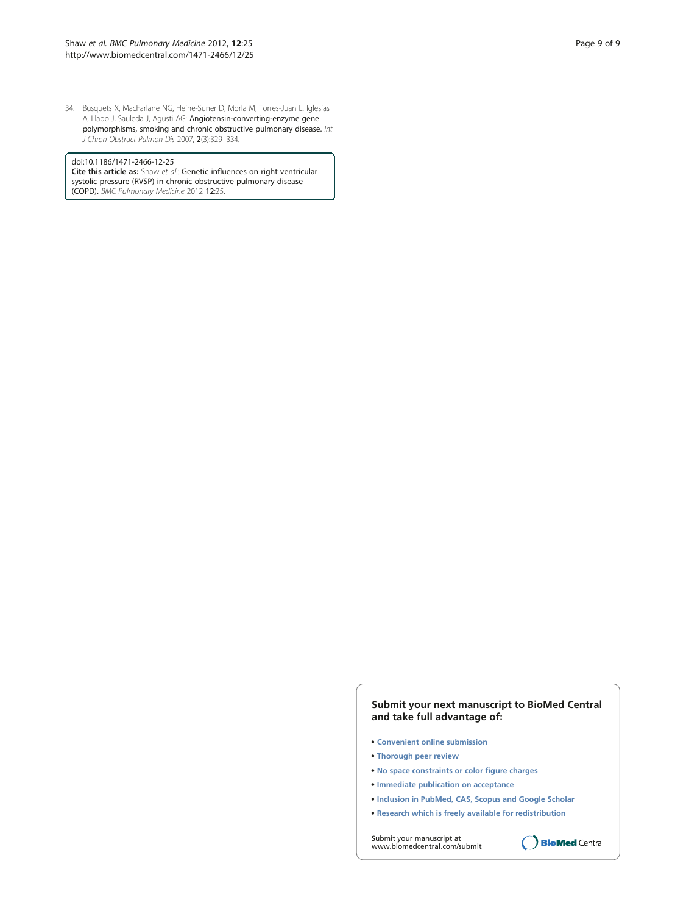34. Busquets X, MacFarlane NG, Heine-Suner D, Morla M, Torres-Juan L, Iglesias A, Llado J, Sauleda J, Agusti AG: **Angiotensin-converting-enzyme gene polymorphisms, smoking and chronic obstructive pulmonary disease.** *Int J Chron Obstruct Pulmon Dis* 2007, **2**(3):329–334.

doi:10.1186/1471-2466-12-25
**Cite this article as:** Shaw *et al.*: Genetic influences on right ventricular systolic pressure (RVSP) in chronic obstructive pulmonary disease (COPD). *BMC Pulmonary Medicine* 2012 **12**:25.

**Submit your next manuscript to BioMed Central and take full advantage of:**

- **Convenient online submission**
- **Thorough peer review**
- **No space constraints or color figure charges**
- **Immediate publication on acceptance**
- **Inclusion in PubMed, CAS, Scopus and Google Scholar**
- **Research which is freely available for redistribution**

Submit your manuscript at
www.biomedcentral.com/submit

BioMed Central